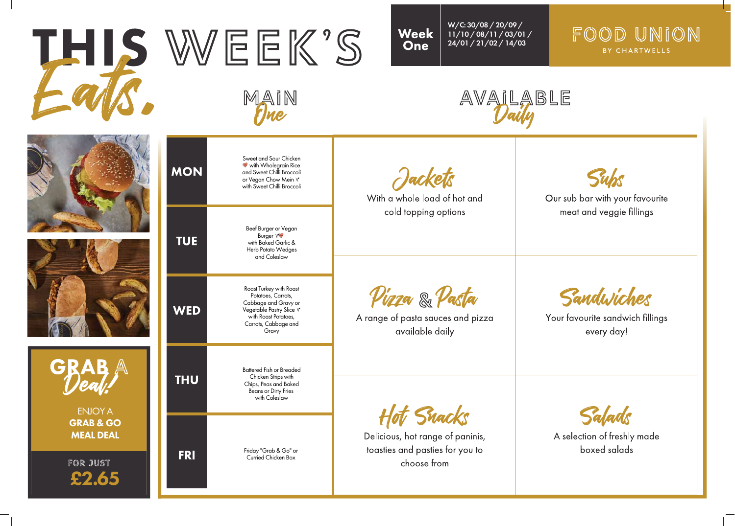# THIS WEEK'S *Eats.*

**Week One** — W/C: 30/08 / 20/09 / 11/10 / 08/11 / 03/01 / 24/01 / 21/02 / 14/03

FOOD UNION BY CHARTWELLS

## MAIN *One*

| | |
|---|---|
| **MON** | Sweet and Sour Chicken with Wholegrain Rice and Sweet Chilli Broccoli or Vegan Chow Mein V with Sweet Chilli Broccoli |
| **TUE** | Beef Burger or Vegan Burger V with Baked Garlic & Herb Potato Wedges and Coleslaw |
| **WED** | Roast Turkey with Roast Potatoes, Carrots, Cabbage and Gravy or Vegetable Pastry Slice V with Roast Potatoes, Carrots, Cabbage and Gravy |
| **THU** | Battered Fish or Breaded Chicken Strips with Chips, Peas and Baked Beans or Dirty Fries with Coleslaw |
| **FRI** | Friday "Grab & Go" or Curried Chicken Box |

## AVAILABLE *Daily*

### *Jackets*
With a whole load of hot and cold topping options

### *Subs*
Our sub bar with your favourite meat and veggie fillings

### *Pizza & Pasta*
A range of pasta sauces and pizza available daily

### *Sandwiches*
Your favourite sandwich fillings every day!

### *Hot Snacks*
Delicious, hot range of paninis, toasties and pasties for you to choose from

### *Salads*
A selection of freshly made boxed salads

## GRAB A *Deal!*

ENJOY A **GRAB & GO MEAL DEAL**

FOR JUST **£2.65**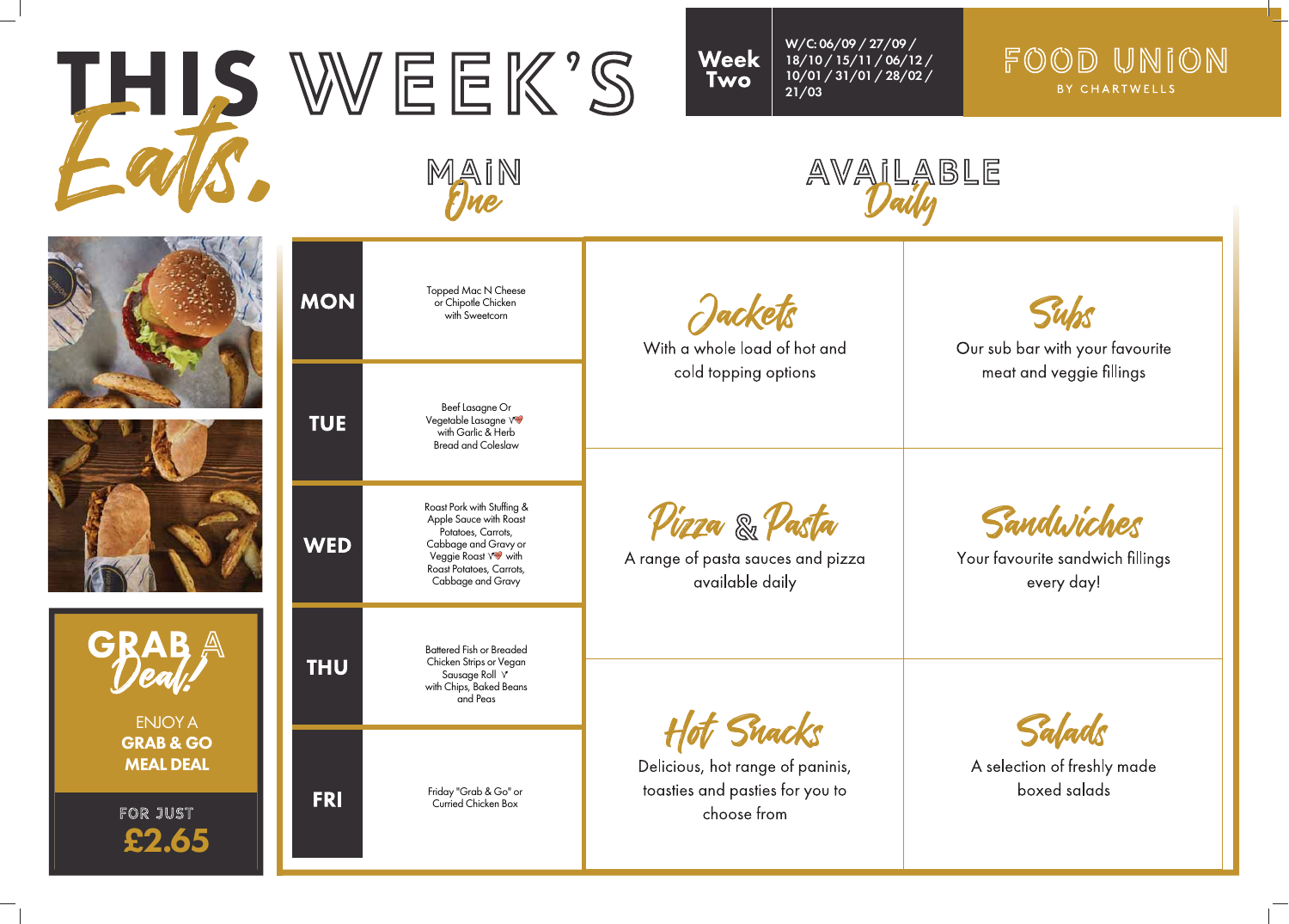# THIS WEEK'S *Eats.*

**Week Two**

W/C: 06/09 / 27/09 / 18/10 / 15/11 / 06/12 / 10/01 / 31/01 / 28/02 / 21/03

FOOD UNION BY CHARTWELLS

## MAIN *One*

| | |
|---|---|
| **MON** | Topped Mac N Cheese or Chipotle Chicken with Sweetcorn |
| **TUE** | Beef Lasagne Or Vegetable Lasagne V with Garlic & Herb Bread and Coleslaw |
| **WED** | Roast Pork with Stuffing & Apple Sauce with Roast Potatoes, Carrots, Cabbage and Gravy or Veggie Roast V with Roast Potatoes, Carrots, Cabbage and Gravy |
| **THU** | Battered Fish or Breaded Chicken Strips or Vegan Sausage Roll V with Chips, Baked Beans and Peas |
| **FRI** | Friday "Grab & Go" or Curried Chicken Box |

## AVAILABLE *Daily*

### *Jackets*
With a whole load of hot and cold topping options

### *Subs*
Our sub bar with your favourite meat and veggie fillings

### *Pizza & Pasta*
A range of pasta sauces and pizza available daily

### *Sandwiches*
Your favourite sandwich fillings every day!

### *Hot Snacks*
Delicious, hot range of paninis, toasties and pasties for you to choose from

### *Salads*
A selection of freshly made boxed salads

## GRAB A *Deal!*

ENJOY A **GRAB & GO MEAL DEAL**

FOR JUST **£2.65**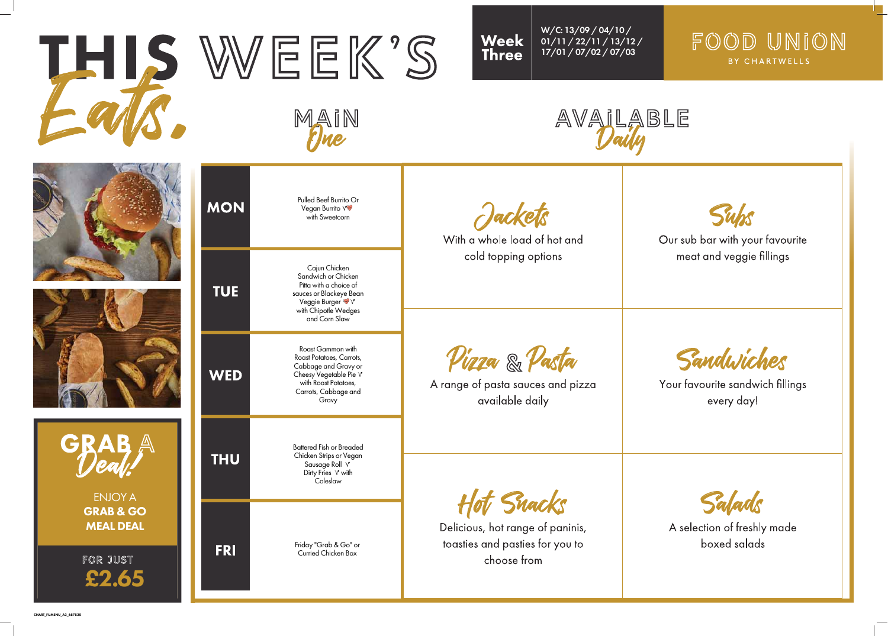# THIS WEEK'S *Eats.*

**Week Three** W/C: 13/09 / 04/10 / 01/11 / 22/11 / 13/12 / 17/01 / 07/02 / 07/03

FOOD UNION BY CHARTWELLS

## MAIN *One*

| | |
|---|---|
| **MON** | Pulled Beef Burrito Or Vegan Burrito V with Sweetcorn |
| **TUE** | Cajun Chicken Sandwich or Chicken Pitta with a choice of sauces or Blackeye Bean Veggie Burger V with Chipotle Wedges and Corn Slaw |
| **WED** | Roast Gammon with Roast Potatoes, Carrots, Cabbage and Gravy or Cheesy Vegetable Pie V with Roast Potatoes, Carrots, Cabbage and Gravy |
| **THU** | Battered Fish or Breaded Chicken Strips or Vegan Sausage Roll V Dirty Fries V with Coleslaw |
| **FRI** | Friday "Grab & Go" or Curried Chicken Box |

## AVAILABLE *Daily*

### *Jackets*
With a whole load of hot and cold topping options

### *Subs*
Our sub bar with your favourite meat and veggie fillings

### *Pizza & Pasta*
A range of pasta sauces and pizza available daily

### *Sandwiches*
Your favourite sandwich fillings every day!

### *Hot Snacks*
Delicious, hot range of paninis, toasties and pasties for you to choose from

### *Salads*
A selection of freshly made boxed salads

## GRAB A *Deal!*

ENJOY A **GRAB & GO MEAL DEAL**

FOR JUST **£2.65**

CHART_FUMENU_A3_687820